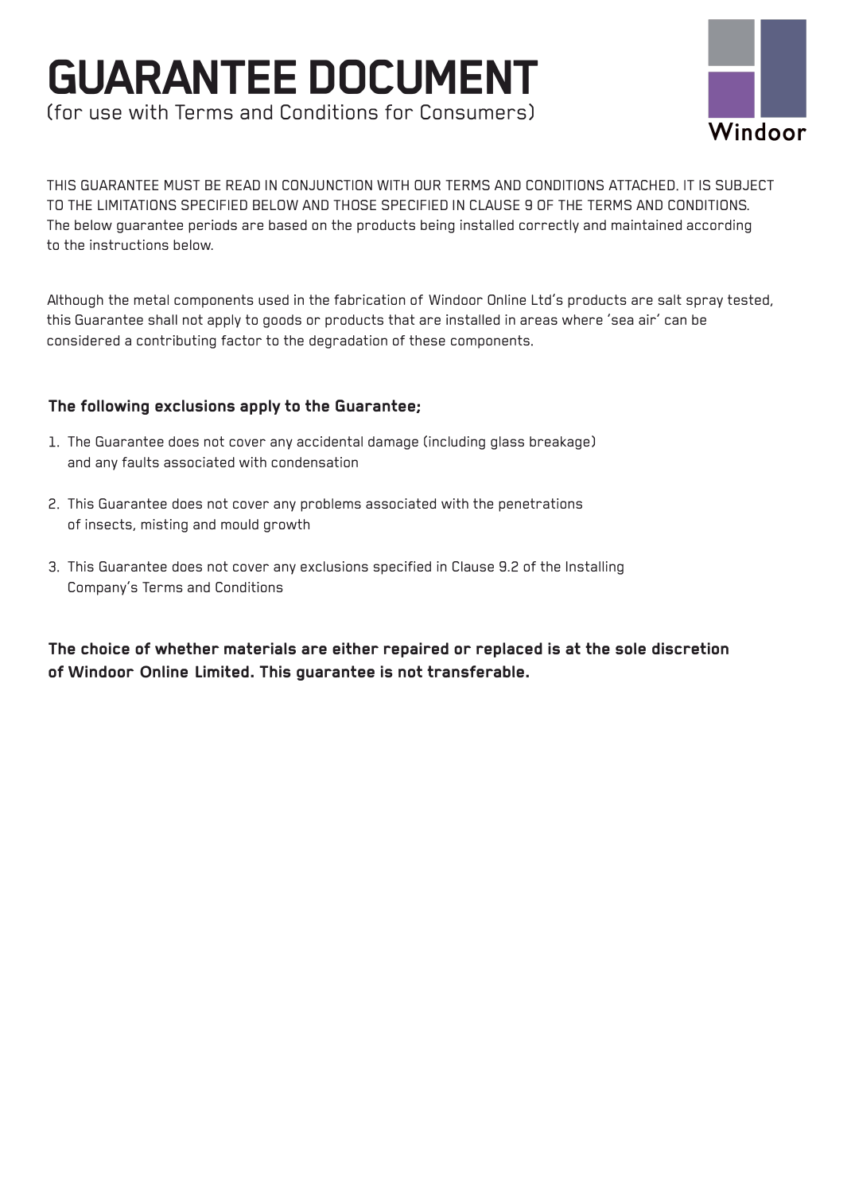# GUARANTEE DOCUMENT

(for use with Terms and Conditions for Consumers)

Windoor

THIS GUARANTEE MUST BE READ IN CONJUNCTION WITH OUR TERMS AND CONDITIONS ATTACHED. IT IS SUBJECT TO THE LIMITATIONS SPECIFIED BELOW AND THOSE SPECIFIED IN CLAUSE 9 OF THE TERMS AND CONDITIONS. The below guarantee periods are based on the products being installed correctly and maintained according to the instructions below.

Although the metal components used in the fabrication of Windoor Online Ltd's products are salt spray tested, this Guarantee shall not apply to goods or products that are installed in areas where 'sea air' can be considered a contributing factor to the degradation of these components.

**The following exclusions apply to the Guarantee;**

1. The Guarantee does not cover any accidental damage (including glass breakage) and any faults associated with condensation
2. This Guarantee does not cover any problems associated with the penetrations of insects, misting and mould growth
3. This Guarantee does not cover any exclusions specified in Clause 9.2 of the Installing Company's Terms and Conditions

**The choice of whether materials are either repaired or replaced is at the sole discretion of Windoor Online Limited. This guarantee is not transferable.**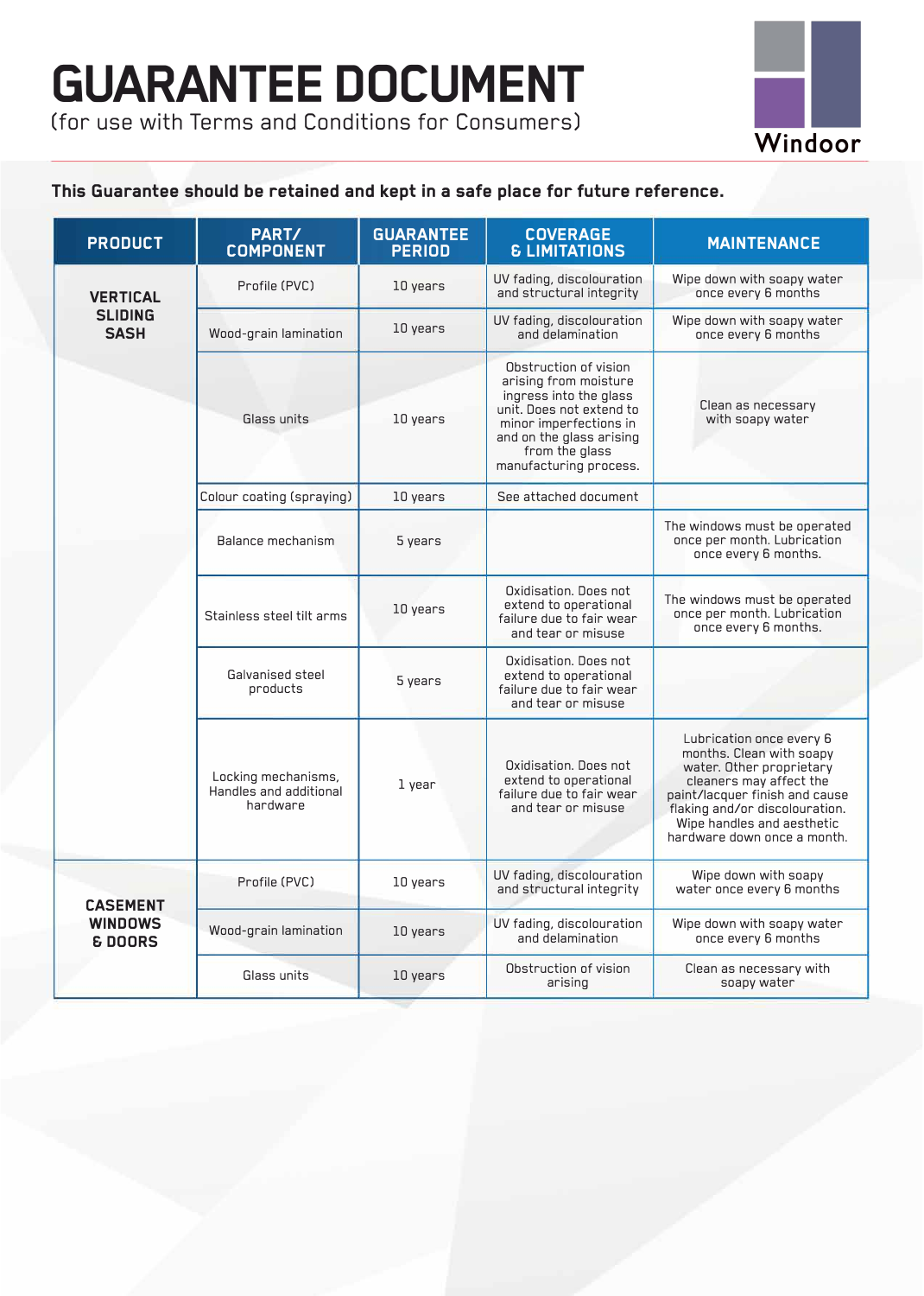# GUARANTEE DOCUMENT

(for use with Terms and Conditions for Consumers)

Windoor

**This Guarantee should be retained and kept in a safe place for future reference.**

| PRODUCT | PART/ COMPONENT | GUARANTEE PERIOD | COVERAGE & LIMITATIONS | MAINTENANCE |
|---|---|---|---|---|
| **VERTICAL SLIDING SASH** | Profile (PVC) | 10 years | UV fading, discolouration and structural integrity | Wipe down with soapy water once every 6 months |
| | Wood-grain lamination | 10 years | UV fading, discolouration and delamination | Wipe down with soapy water once every 6 months |
| | Glass units | 10 years | Obstruction of vision arising from moisture ingress into the glass unit. Does not extend to minor imperfections in and on the glass arising from the glass manufacturing process. | Clean as necessary with soapy water |
| | Colour coating (spraying) | 10 years | See attached document | |
| | Balance mechanism | 5 years | | The windows must be operated once per month. Lubrication once every 6 months. |
| | Stainless steel tilt arms | 10 years | Oxidisation. Does not extend to operational failure due to fair wear and tear or misuse | The windows must be operated once per month. Lubrication once every 6 months. |
| | Galvanised steel products | 5 years | Oxidisation. Does not extend to operational failure due to fair wear and tear or misuse | |
| | Locking mechanisms, Handles and additional hardware | 1 year | Oxidisation. Does not extend to operational failure due to fair wear and tear or misuse | Lubrication once every 6 months. Clean with soapy water. Other proprietary cleaners may affect the paint/lacquer finish and cause flaking and/or discolouration. Wipe handles and aesthetic hardware down once a month. |
| **CASEMENT WINDOWS & DOORS** | Profile (PVC) | 10 years | UV fading, discolouration and structural integrity | Wipe down with soapy water once every 6 months |
| | Wood-grain lamination | 10 years | UV fading, discolouration and delamination | Wipe down with soapy water once every 6 months |
| | Glass units | 10 years | Obstruction of vision arising | Clean as necessary with soapy water |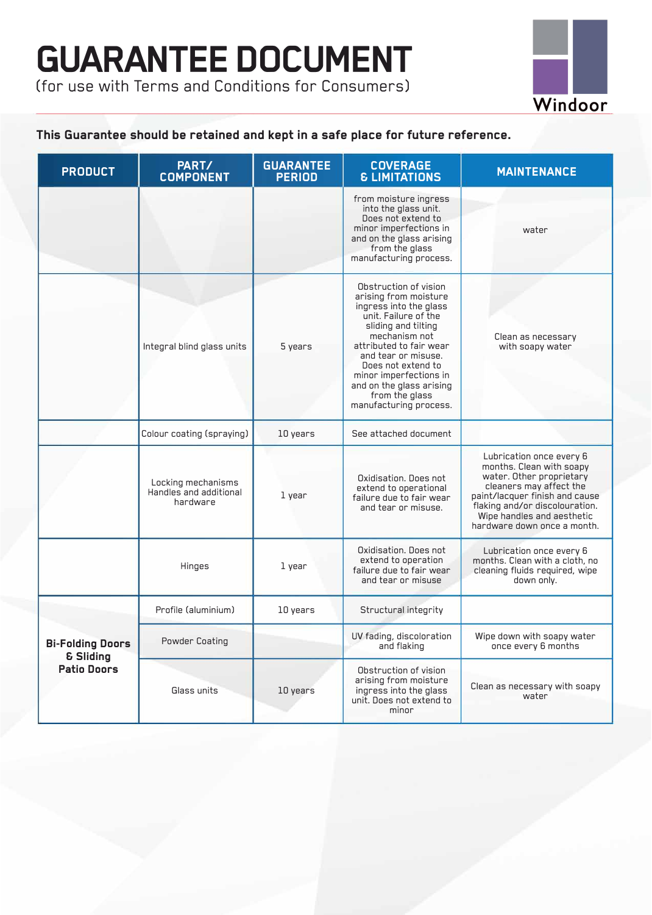# GUARANTEE DOCUMENT

(for use with Terms and Conditions for Consumers)

Windoor

**This Guarantee should be retained and kept in a safe place for future reference.**

| PRODUCT | PART/ COMPONENT | GUARANTEE PERIOD | COVERAGE & LIMITATIONS | MAINTENANCE |
|---|---|---|---|---|
| | | | from moisture ingress into the glass unit. Does not extend to minor imperfections in and on the glass arising from the glass manufacturing process. | water |
| | Integral blind glass units | 5 years | Obstruction of vision arising from moisture ingress into the glass unit. Failure of the sliding and tilting mechanism not attributed to fair wear and tear or misuse. Does not extend to minor imperfections in and on the glass arising from the glass manufacturing process. | Clean as necessary with soapy water |
| | Colour coating (spraying) | 10 years | See attached document | |
| | Locking mechanisms Handles and additional hardware | 1 year | Oxidisation. Does not extend to operational failure due to fair wear and tear or misuse. | Lubrication once every 6 months. Clean with soapy water. Other proprietary cleaners may affect the paint/lacquer finish and cause flaking and/or discolouration. Wipe handles and aesthetic hardware down once a month. |
| | Hinges | 1 year | Oxidisation. Does not extend to operation failure due to fair wear and tear or misuse | Lubrication once every 6 months. Clean with a cloth, no cleaning fluids required, wipe down only. |
| **Bi-Folding Doors & Sliding Patio Doors** | Profile (aluminium) | 10 years | Structural integrity | |
| | Powder Coating | | UV fading, discoloration and flaking | Wipe down with soapy water once every 6 months |
| | Glass units | 10 years | Obstruction of vision arising from moisture ingress into the glass unit. Does not extend to minor | Clean as necessary with soapy water |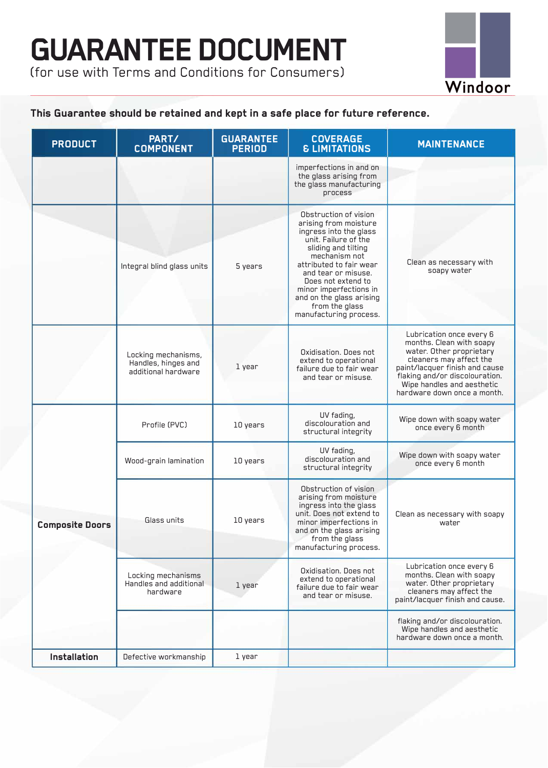# GUARANTEE DOCUMENT

(for use with Terms and Conditions for Consumers)

Windoor

**This Guarantee should be retained and kept in a safe place for future reference.**

| PRODUCT | PART/ COMPONENT | GUARANTEE PERIOD | COVERAGE & LIMITATIONS | MAINTENANCE |
|---|---|---|---|---|
| | | | imperfections in and on the glass arising from the glass manufacturing process | |
| | Integral blind glass units | 5 years | Obstruction of vision arising from moisture ingress into the glass unit. Failure of the sliding and tilting mechanism not attributed to fair wear and tear or misuse. Does not extend to minor imperfections in and on the glass arising from the glass manufacturing process. | Clean as necessary with soapy water |
| | Locking mechanisms, Handles, hinges and additional hardware | 1 year | Oxidisation. Does not extend to operational failure due to fair wear and tear or misuse. | Lubrication once every 6 months. Clean with soapy water. Other proprietary cleaners may affect the paint/lacquer finish and cause flaking and/or discolouration. Wipe handles and aesthetic hardware down once a month. |
| **Composite Doors** | Profile (PVC) | 10 years | UV fading, discolouration and structural integrity | Wipe down with soapy water once every 6 month |
| | Wood-grain lamination | 10 years | UV fading, discolouration and structural integrity | Wipe down with soapy water once every 6 month |
| | Glass units | 10 years | Obstruction of vision arising from moisture ingress into the glass unit. Does not extend to minor imperfections in and on the glass arising from the glass manufacturing process. | Clean as necessary with soapy water |
| | Locking mechanisms Handles and additional hardware | 1 year | Oxidisation. Does not extend to operational failure due to fair wear and tear or misuse. | Lubrication once every 6 months. Clean with soapy water. Other proprietary cleaners may affect the paint/lacquer finish and cause. |
| | | | | flaking and/or discolouration. Wipe handles and aesthetic hardware down once a month. |
| **Installation** | Defective workmanship | 1 year | | |